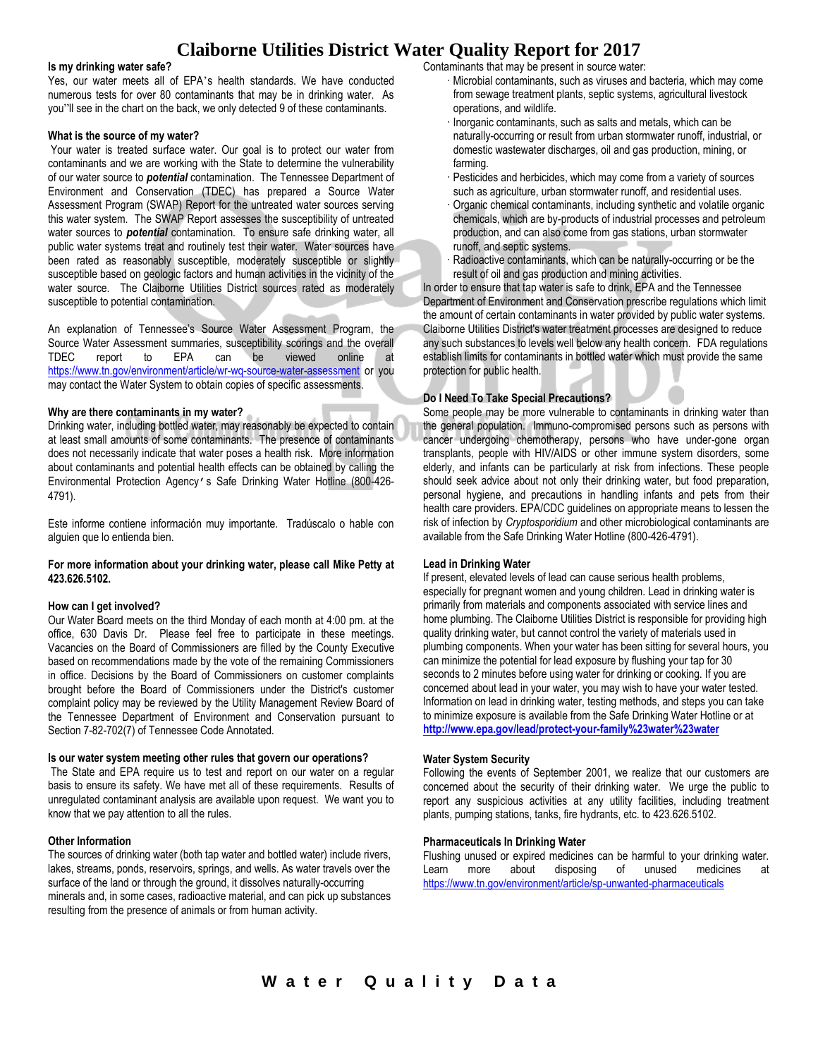# Claiborne Utilities District Water Quality Report for 2017

**Is my drinking water safe?**

Yes, our water meets all of EPA's health standards. We have conducted numerous tests for over 80 contaminants that may be in drinking water. As you"ll see in the chart on the back, we only detected 9 of these contaminants.

**What is the source of my water?**

Your water is treated surface water. Our goal is to protect our water from contaminants and we are working with the State to determine the vulnerability of our water source to ***potential*** contamination. The Tennessee Department of Environment and Conservation (TDEC) has prepared a Source Water Assessment Program (SWAP) Report for the untreated water sources serving this water system. The SWAP Report assesses the susceptibility of untreated water sources to ***potential*** contamination. To ensure safe drinking water, all public water systems treat and routinely test their water. Water sources have been rated as reasonably susceptible, moderately susceptible or slightly susceptible based on geologic factors and human activities in the vicinity of the water source. The Claiborne Utilities District sources rated as moderately susceptible to potential contamination.

An explanation of Tennessee's Source Water Assessment Program, the Source Water Assessment summaries, susceptibility scorings and the overall TDEC report to EPA can be viewed online at https://www.tn.gov/environment/article/wr-wq-source-water-assessment or you may contact the Water System to obtain copies of specific assessments.

**Why are there contaminants in my water?**

Drinking water, including bottled water, may reasonably be expected to contain at least small amounts of some contaminants. The presence of contaminants does not necessarily indicate that water poses a health risk. More information about contaminants and potential health effects can be obtained by calling the Environmental Protection Agency's Safe Drinking Water Hotline (800-426-4791).

Este informe contiene información muy importante. Tradúscalo o hable con alguien que lo entienda bien.

**For more information about your drinking water, please call Mike Petty at 423.626.5102.**

**How can I get involved?**

Our Water Board meets on the third Monday of each month at 4:00 pm. at the office, 630 Davis Dr. Please feel free to participate in these meetings. Vacancies on the Board of Commissioners are filled by the County Executive based on recommendations made by the vote of the remaining Commissioners in office. Decisions by the Board of Commissioners on customer complaints brought before the Board of Commissioners under the District's customer complaint policy may be reviewed by the Utility Management Review Board of the Tennessee Department of Environment and Conservation pursuant to Section 7-82-702(7) of Tennessee Code Annotated.

**Is our water system meeting other rules that govern our operations?**

The State and EPA require us to test and report on our water on a regular basis to ensure its safety. We have met all of these requirements. Results of unregulated contaminant analysis are available upon request. We want you to know that we pay attention to all the rules.

**Other Information**

The sources of drinking water (both tap water and bottled water) include rivers, lakes, streams, ponds, reservoirs, springs, and wells. As water travels over the surface of the land or through the ground, it dissolves naturally-occurring minerals and, in some cases, radioactive material, and can pick up substances resulting from the presence of animals or from human activity.

Contaminants that may be present in source water:

- Microbial contaminants, such as viruses and bacteria, which may come from sewage treatment plants, septic systems, agricultural livestock operations, and wildlife.
- Inorganic contaminants, such as salts and metals, which can be naturally-occurring or result from urban stormwater runoff, industrial, or domestic wastewater discharges, oil and gas production, mining, or farming.
- Pesticides and herbicides, which may come from a variety of sources such as agriculture, urban stormwater runoff, and residential uses.
- Organic chemical contaminants, including synthetic and volatile organic chemicals, which are by-products of industrial processes and petroleum production, and can also come from gas stations, urban stormwater runoff, and septic systems.
- Radioactive contaminants, which can be naturally-occurring or be the result of oil and gas production and mining activities.

In order to ensure that tap water is safe to drink, EPA and the Tennessee Department of Environment and Conservation prescribe regulations which limit the amount of certain contaminants in water provided by public water systems. Claiborne Utilities District's water treatment processes are designed to reduce any such substances to levels well below any health concern. FDA regulations establish limits for contaminants in bottled water which must provide the same protection for public health.

**Do I Need To Take Special Precautions?**

Some people may be more vulnerable to contaminants in drinking water than the general population. Immuno-compromised persons such as persons with cancer undergoing chemotherapy, persons who have under-gone organ transplants, people with HIV/AIDS or other immune system disorders, some elderly, and infants can be particularly at risk from infections. These people should seek advice about not only their drinking water, but food preparation, personal hygiene, and precautions in handling infants and pets from their health care providers. EPA/CDC guidelines on appropriate means to lessen the risk of infection by *Cryptosporidium* and other microbiological contaminants are available from the Safe Drinking Water Hotline (800-426-4791).

**Lead in Drinking Water**

If present, elevated levels of lead can cause serious health problems, especially for pregnant women and young children. Lead in drinking water is primarily from materials and components associated with service lines and home plumbing. The Claiborne Utilities District is responsible for providing high quality drinking water, but cannot control the variety of materials used in plumbing components. When your water has been sitting for several hours, you can minimize the potential for lead exposure by flushing your tap for 30 seconds to 2 minutes before using water for drinking or cooking. If you are concerned about lead in your water, you may wish to have your water tested. Information on lead in drinking water, testing methods, and steps you can take to minimize exposure is available from the Safe Drinking Water Hotline or at **http://www.epa.gov/lead/protect-your-family%23water%23water**

**Water System Security**

Following the events of September 2001, we realize that our customers are concerned about the security of their drinking water. We urge the public to report any suspicious activities at any utility facilities, including treatment plants, pumping stations, tanks, fire hydrants, etc. to 423.626.5102.

**Pharmaceuticals In Drinking Water**

Flushing unused or expired medicines can be harmful to your drinking water. Learn more about disposing of unused medicines at https://www.tn.gov/environment/article/sp-unwanted-pharmaceuticals

## Water Quality Data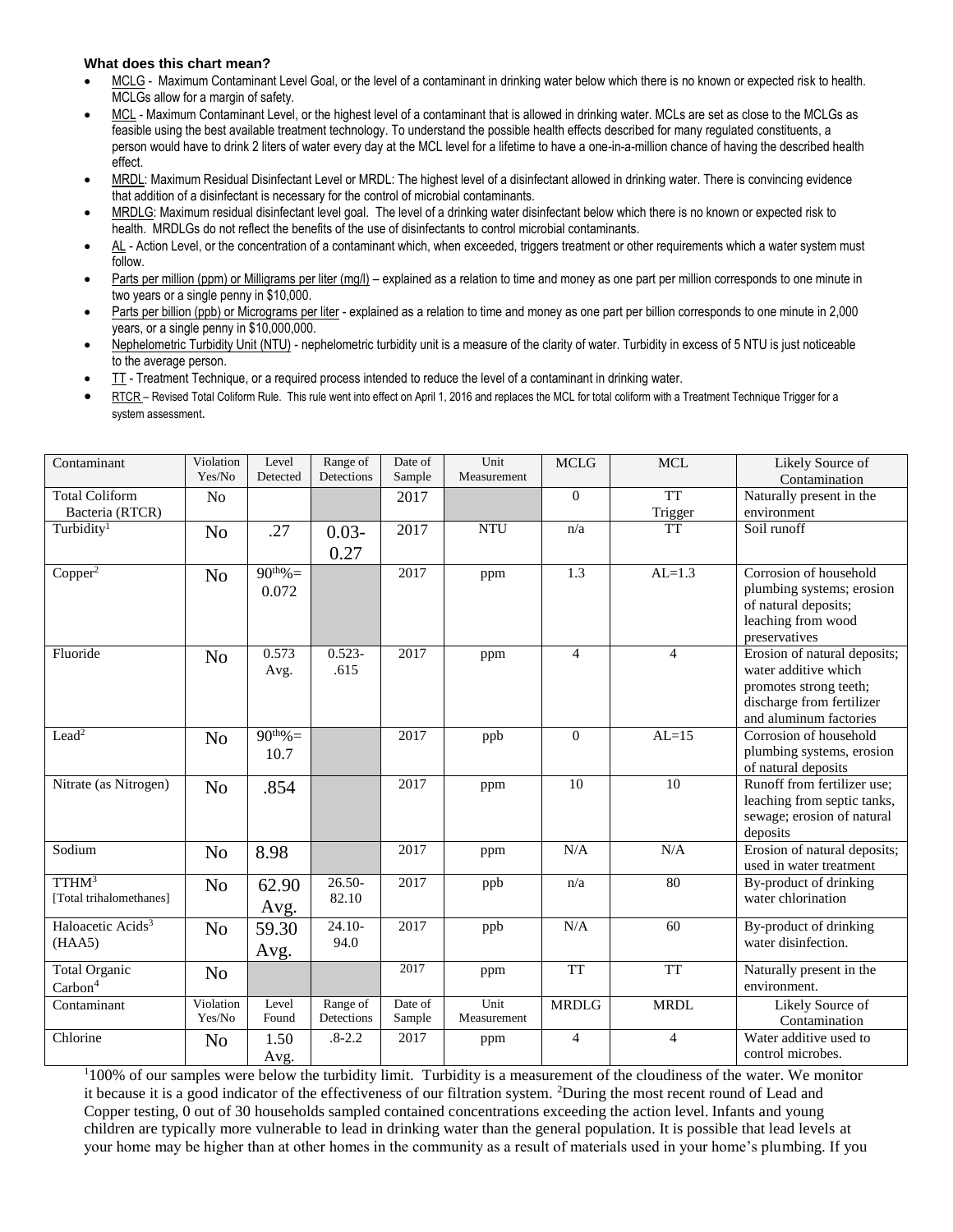**What does this chart mean?**

- MCLG - Maximum Contaminant Level Goal, or the level of a contaminant in drinking water below which there is no known or expected risk to health. MCLGs allow for a margin of safety.
- MCL - Maximum Contaminant Level, or the highest level of a contaminant that is allowed in drinking water. MCLs are set as close to the MCLGs as feasible using the best available treatment technology. To understand the possible health effects described for many regulated constituents, a person would have to drink 2 liters of water every day at the MCL level for a lifetime to have a one-in-a-million chance of having the described health effect.
- MRDL: Maximum Residual Disinfectant Level or MRDL: The highest level of a disinfectant allowed in drinking water. There is convincing evidence that addition of a disinfectant is necessary for the control of microbial contaminants.
- MRDLG: Maximum residual disinfectant level goal. The level of a drinking water disinfectant below which there is no known or expected risk to health. MRDLGs do not reflect the benefits of the use of disinfectants to control microbial contaminants.
- AL - Action Level, or the concentration of a contaminant which, when exceeded, triggers treatment or other requirements which a water system must follow.
- Parts per million (ppm) or Milligrams per liter (mg/l) – explained as a relation to time and money as one part per million corresponds to one minute in two years or a single penny in $10,000.
- Parts per billion (ppb) or Micrograms per liter - explained as a relation to time and money as one part per billion corresponds to one minute in 2,000 years, or a single penny in $10,000,000.
- Nephelometric Turbidity Unit (NTU) - nephelometric turbidity unit is a measure of the clarity of water. Turbidity in excess of 5 NTU is just noticeable to the average person.
- TT - Treatment Technique, or a required process intended to reduce the level of a contaminant in drinking water.
- RTCR – Revised Total Coliform Rule. This rule went into effect on April 1, 2016 and replaces the MCL for total coliform with a Treatment Technique Trigger for a system assessment.

| Contaminant | Violation Yes/No | Level Detected | Range of Detections | Date of Sample | Unit Measurement | MCLG | MCL | Likely Source of Contamination |
|---|---|---|---|---|---|---|---|---|
| Total Coliform Bacteria (RTCR) | No | | | 2017 | | 0 | TT Trigger | Naturally present in the environment |
| Turbidity[1] | No | .27 | 0.03-0.27 | 2017 | NTU | n/a | TT | Soil runoff |
| Copper[2] | No | 90th%= 0.072 | | 2017 | ppm | 1.3 | AL=1.3 | Corrosion of household plumbing systems; erosion of natural deposits; leaching from wood preservatives |
| Fluoride | No | 0.573 Avg. | 0.523-.615 | 2017 | ppm | 4 | 4 | Erosion of natural deposits; water additive which promotes strong teeth; discharge from fertilizer and aluminum factories |
| Lead[2] | No | 90th%= 10.7 | | 2017 | ppb | 0 | AL=15 | Corrosion of household plumbing systems, erosion of natural deposits |
| Nitrate (as Nitrogen) | No | .854 | | 2017 | ppm | 10 | 10 | Runoff from fertilizer use; leaching from septic tanks, sewage; erosion of natural deposits |
| Sodium | No | 8.98 | | 2017 | ppm | N/A | N/A | Erosion of natural deposits; used in water treatment |
| TTHM[3] [Total trihalomethanes] | No | 62.90 Avg. | 26.50-82.10 | 2017 | ppb | n/a | 80 | By-product of drinking water chlorination |
| Haloacetic Acids[3] (HAA5) | No | 59.30 Avg. | 24.10-94.0 | 2017 | ppb | N/A | 60 | By-product of drinking water disinfection. |
| Total Organic Carbon[4] | No | | | 2017 | ppm | TT | TT | Naturally present in the environment. |
| **Contaminant** | **Violation Yes/No** | **Level Found** | **Range of Detections** | **Date of Sample** | **Unit Measurement** | **MRDLG** | **MRDL** | **Likely Source of Contamination** |
| Chlorine | No | 1.50 Avg. | .8-2.2 | 2017 | ppm | 4 | 4 | Water additive used to control microbes. |

[1]100% of our samples were below the turbidity limit. Turbidity is a measurement of the cloudiness of the water. We monitor it because it is a good indicator of the effectiveness of our filtration system. [2]During the most recent round of Lead and Copper testing, 0 out of 30 households sampled contained concentrations exceeding the action level. Infants and young children are typically more vulnerable to lead in drinking water than the general population. It is possible that lead levels at your home may be higher than at other homes in the community as a result of materials used in your home's plumbing. If you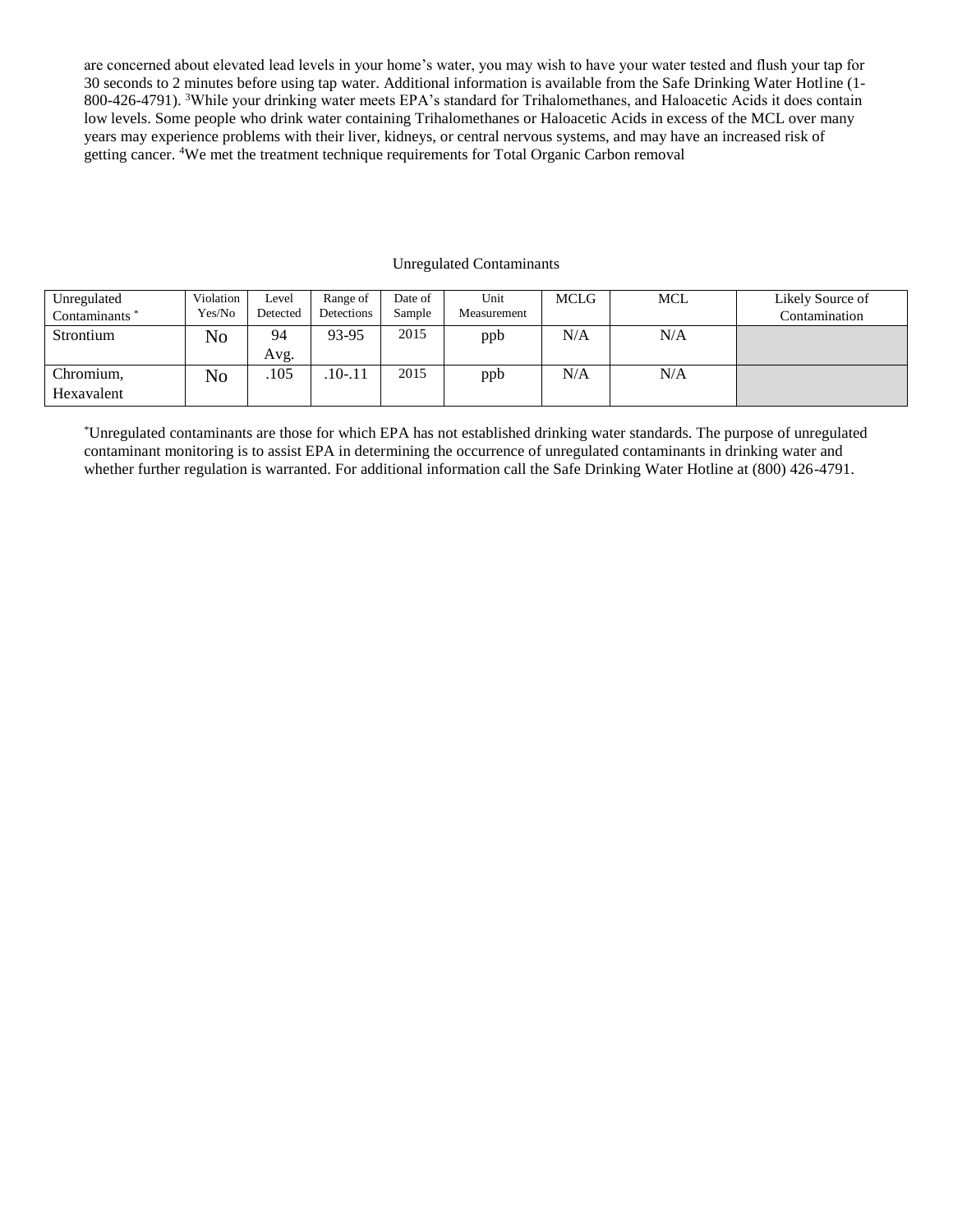are concerned about elevated lead levels in your home's water, you may wish to have your water tested and flush your tap for 30 seconds to 2 minutes before using tap water. Additional information is available from the Safe Drinking Water Hotline (1-800-426-4791). [3]While your drinking water meets EPA's standard for Trihalomethanes, and Haloacetic Acids it does contain low levels. Some people who drink water containing Trihalomethanes or Haloacetic Acids in excess of the MCL over many years may experience problems with their liver, kidneys, or central nervous systems, and may have an increased risk of getting cancer. [4]We met the treatment technique requirements for Total Organic Carbon removal

Unregulated Contaminants

| Unregulated Contaminants * | Violation Yes/No | Level Detected | Range of Detections | Date of Sample | Unit Measurement | MCLG | MCL | Likely Source of Contamination |
|---|---|---|---|---|---|---|---|---|
| Strontium | No | 94 Avg. | 93-95 | 2015 | ppb | N/A | N/A | |
| Chromium, Hexavalent | No | .105 | .10-.11 | 2015 | ppb | N/A | N/A | |

*Unregulated contaminants are those for which EPA has not established drinking water standards. The purpose of unregulated contaminant monitoring is to assist EPA in determining the occurrence of unregulated contaminants in drinking water and whether further regulation is warranted. For additional information call the Safe Drinking Water Hotline at (800) 426-4791.